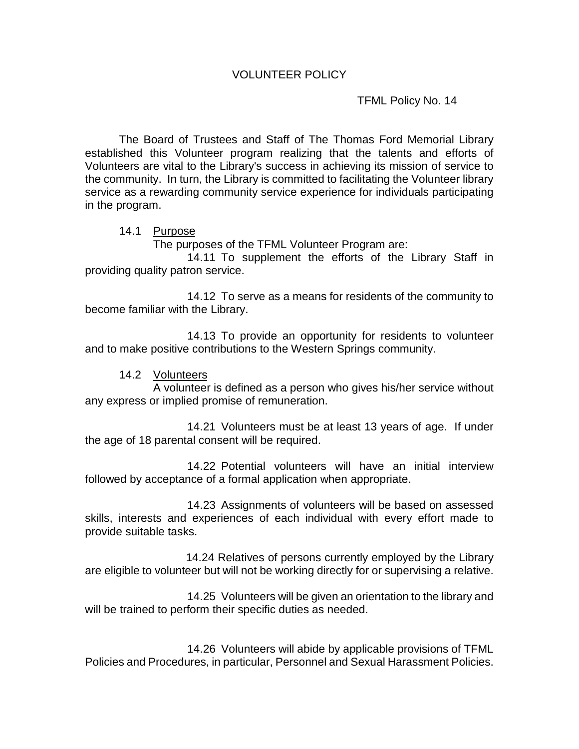# VOLUNTEER POLICY

TFML Policy No. 14

The Board of Trustees and Staff of The Thomas Ford Memorial Library established this Volunteer program realizing that the talents and efforts of Volunteers are vital to the Library's success in achieving its mission of service to the community. In turn, the Library is committed to facilitating the Volunteer library service as a rewarding community service experience for individuals participating in the program.

## 14.1 Purpose

The purposes of the TFML Volunteer Program are:

14.11 To supplement the efforts of the Library Staff in providing quality patron service.

14.12 To serve as a means for residents of the community to become familiar with the Library.

14.13 To provide an opportunity for residents to volunteer and to make positive contributions to the Western Springs community.

## 14.2 Volunteers

A volunteer is defined as a person who gives his/her service without any express or implied promise of remuneration.

14.21 Volunteers must be at least 13 years of age. If under the age of 18 parental consent will be required.

14.22 Potential volunteers will have an initial interview followed by acceptance of a formal application when appropriate.

14.23 Assignments of volunteers will be based on assessed skills, interests and experiences of each individual with every effort made to provide suitable tasks.

14.24 Relatives of persons currently employed by the Library are eligible to volunteer but will not be working directly for or supervising a relative.

14.25 Volunteers will be given an orientation to the library and will be trained to perform their specific duties as needed.

14.26 Volunteers will abide by applicable provisions of TFML Policies and Procedures, in particular, Personnel and Sexual Harassment Policies.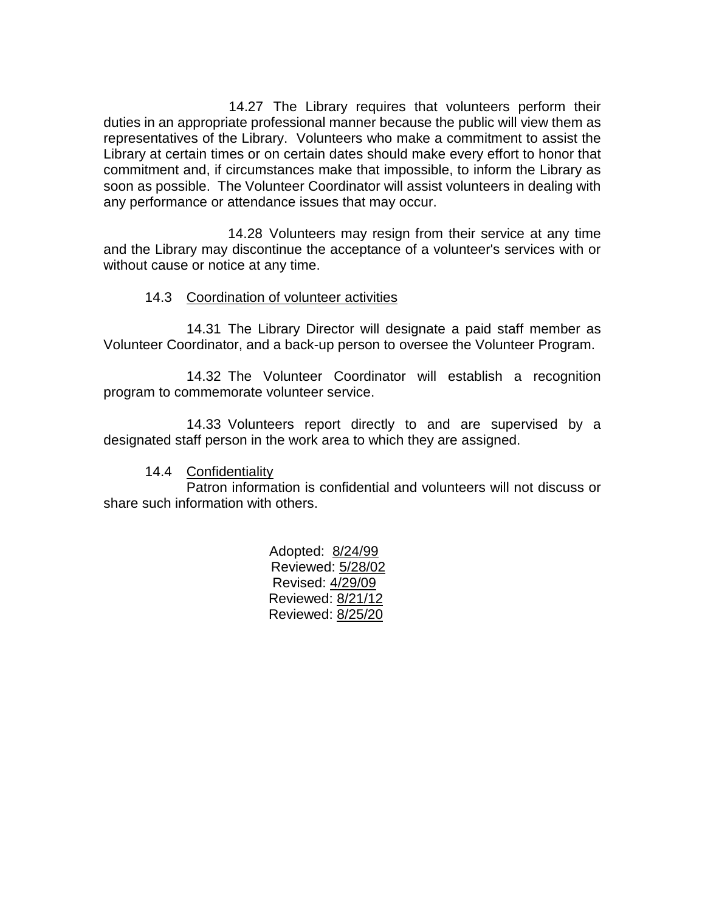14.27 The Library requires that volunteers perform their duties in an appropriate professional manner because the public will view them as representatives of the Library. Volunteers who make a commitment to assist the Library at certain times or on certain dates should make every effort to honor that commitment and, if circumstances make that impossible, to inform the Library as soon as possible. The Volunteer Coordinator will assist volunteers in dealing with any performance or attendance issues that may occur.

14.28 Volunteers may resign from their service at any time and the Library may discontinue the acceptance of a volunteer's services with or without cause or notice at any time.

14.3 Coordination of volunteer activities

14.31 The Library Director will designate a paid staff member as Volunteer Coordinator, and a back-up person to oversee the Volunteer Program.

14.32 The Volunteer Coordinator will establish a recognition program to commemorate volunteer service.

14.33 Volunteers report directly to and are supervised by a designated staff person in the work area to which they are assigned.

14.4 Confidentiality

Patron information is confidential and volunteers will not discuss or share such information with others.

Adopted: 8/24/99
Reviewed: 5/28/02
Revised: 4/29/09
Reviewed: 8/21/12
Reviewed: 8/25/20